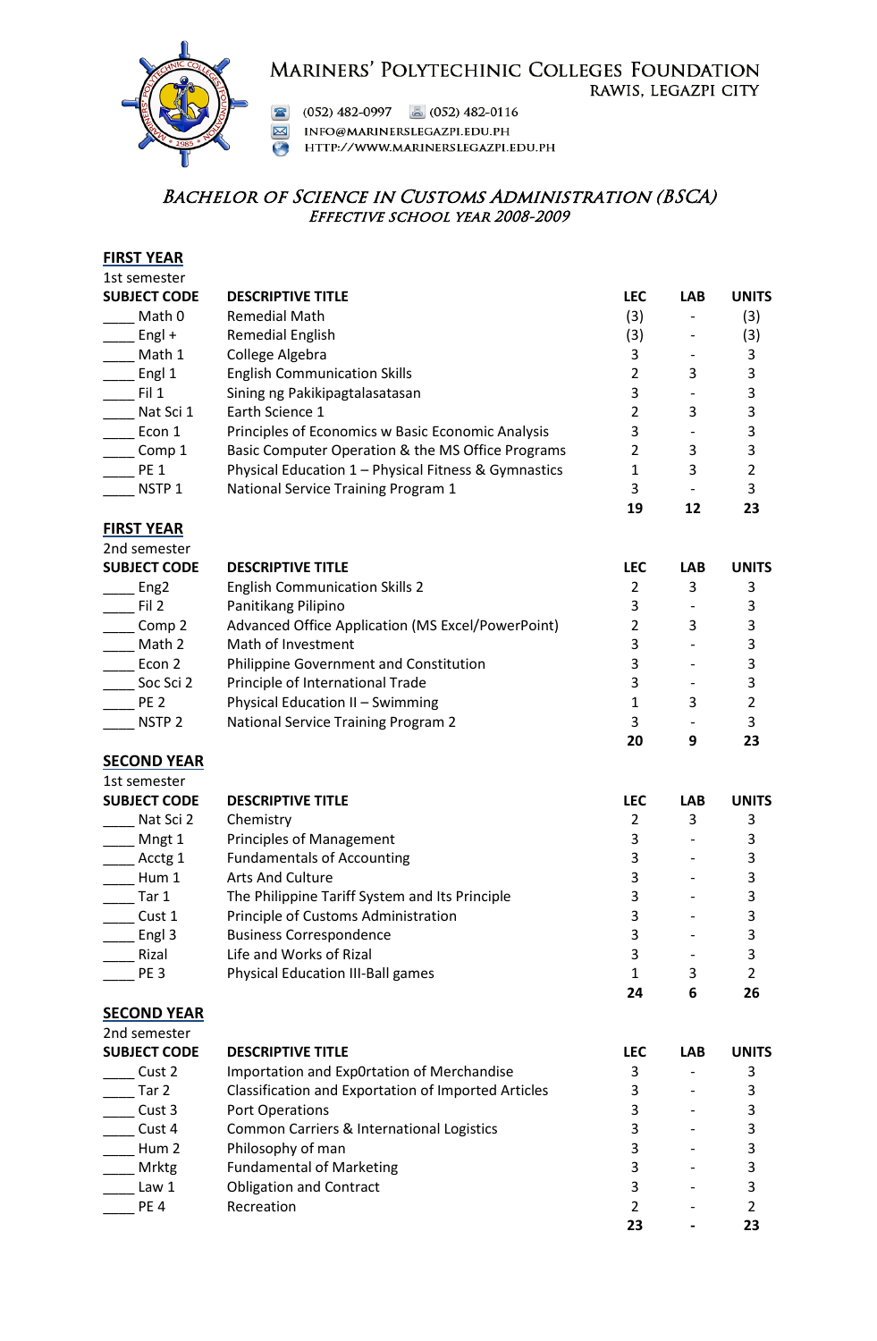# MARINERS' POLYTECHINIC COLLEGES FOUNDATION

RAWIS, LEGAZPI CITY

(052) 482-0997 (052) 482-0116

INFO@MARINERSLEGAZPI.EDU.PH

HTTP://WWW.MARINERSLEGAZPI.EDU.PH

## *BACHELOR OF SCIENCE IN CUSTOMS ADMINISTRATION (BSCA)*

### *EFFECTIVE SCHOOL YEAR 2008-2009*

**FIRST YEAR**

1st semester

| SUBJECT CODE | DESCRIPTIVE TITLE | LEC | LAB | UNITS |
|---|---|---|---|---|
| ____ Math 0 | Remedial Math | (3) | - | (3) |
| ____ Engl + | Remedial English | (3) | - | (3) |
| ____ Math 1 | College Algebra | 3 | - | 3 |
| ____ Engl 1 | English Communication Skills | 2 | 3 | 3 |
| ____ Fil 1 | Sining ng Pakikipagtalasatasan | 3 | - | 3 |
| ____ Nat Sci 1 | Earth Science 1 | 2 | 3 | 3 |
| ____ Econ 1 | Principles of Economics w Basic Economic Analysis | 3 | - | 3 |
| ____ Comp 1 | Basic Computer Operation & the MS Office Programs | 2 | 3 | 3 |
| ____ PE 1 | Physical Education 1 – Physical Fitness & Gymnastics | 1 | 3 | 2 |
| ____ NSTP 1 | National Service Training Program 1 | 3 | - | 3 |
| | | **19** | **12** | **23** |

**FIRST YEAR**

2nd semester

| SUBJECT CODE | DESCRIPTIVE TITLE | LEC | LAB | UNITS |
|---|---|---|---|---|
| ____ Eng2 | English Communication Skills 2 | 2 | 3 | 3 |
| ____ Fil 2 | Panitikang Pilipino | 3 | - | 3 |
| ____ Comp 2 | Advanced Office Application (MS Excel/PowerPoint) | 2 | 3 | 3 |
| ____ Math 2 | Math of Investment | 3 | - | 3 |
| ____ Econ 2 | Philippine Government and Constitution | 3 | - | 3 |
| ____ Soc Sci 2 | Principle of International Trade | 3 | - | 3 |
| ____ PE 2 | Physical Education II – Swimming | 1 | 3 | 2 |
| ____ NSTP 2 | National Service Training Program 2 | 3 | - | 3 |
| | | **20** | **9** | **23** |

**SECOND YEAR**

1st semester

| SUBJECT CODE | DESCRIPTIVE TITLE | LEC | LAB | UNITS |
|---|---|---|---|---|
| ____ Nat Sci 2 | Chemistry | 2 | 3 | 3 |
| ____ Mngt 1 | Principles of Management | 3 | - | 3 |
| ____ Acctg 1 | Fundamentals of Accounting | 3 | - | 3 |
| ____ Hum 1 | Arts And Culture | 3 | - | 3 |
| ____ Tar 1 | The Philippine Tariff System and Its Principle | 3 | - | 3 |
| ____ Cust 1 | Principle of Customs Administration | 3 | - | 3 |
| ____ Engl 3 | Business Correspondence | 3 | - | 3 |
| ____ Rizal | Life and Works of Rizal | 3 | - | 3 |
| ____ PE 3 | Physical Education III-Ball games | 1 | 3 | 2 |
| | | **24** | **6** | **26** |

**SECOND YEAR**

2nd semester

| SUBJECT CODE | DESCRIPTIVE TITLE | LEC | LAB | UNITS |
|---|---|---|---|---|
| ____ Cust 2 | Importation and Exp0rtation of Merchandise | 3 | - | 3 |
| ____ Tar 2 | Classification and Exportation of Imported Articles | 3 | - | 3 |
| ____ Cust 3 | Port Operations | 3 | - | 3 |
| ____ Cust 4 | Common Carriers & International Logistics | 3 | - | 3 |
| ____ Hum 2 | Philosophy of man | 3 | - | 3 |
| ____ Mrktg | Fundamental of Marketing | 3 | - | 3 |
| ____ Law 1 | Obligation and Contract | 3 | - | 3 |
| ____ PE 4 | Recreation | 2 | - | 2 |
| | | **23** | **-** | **23** |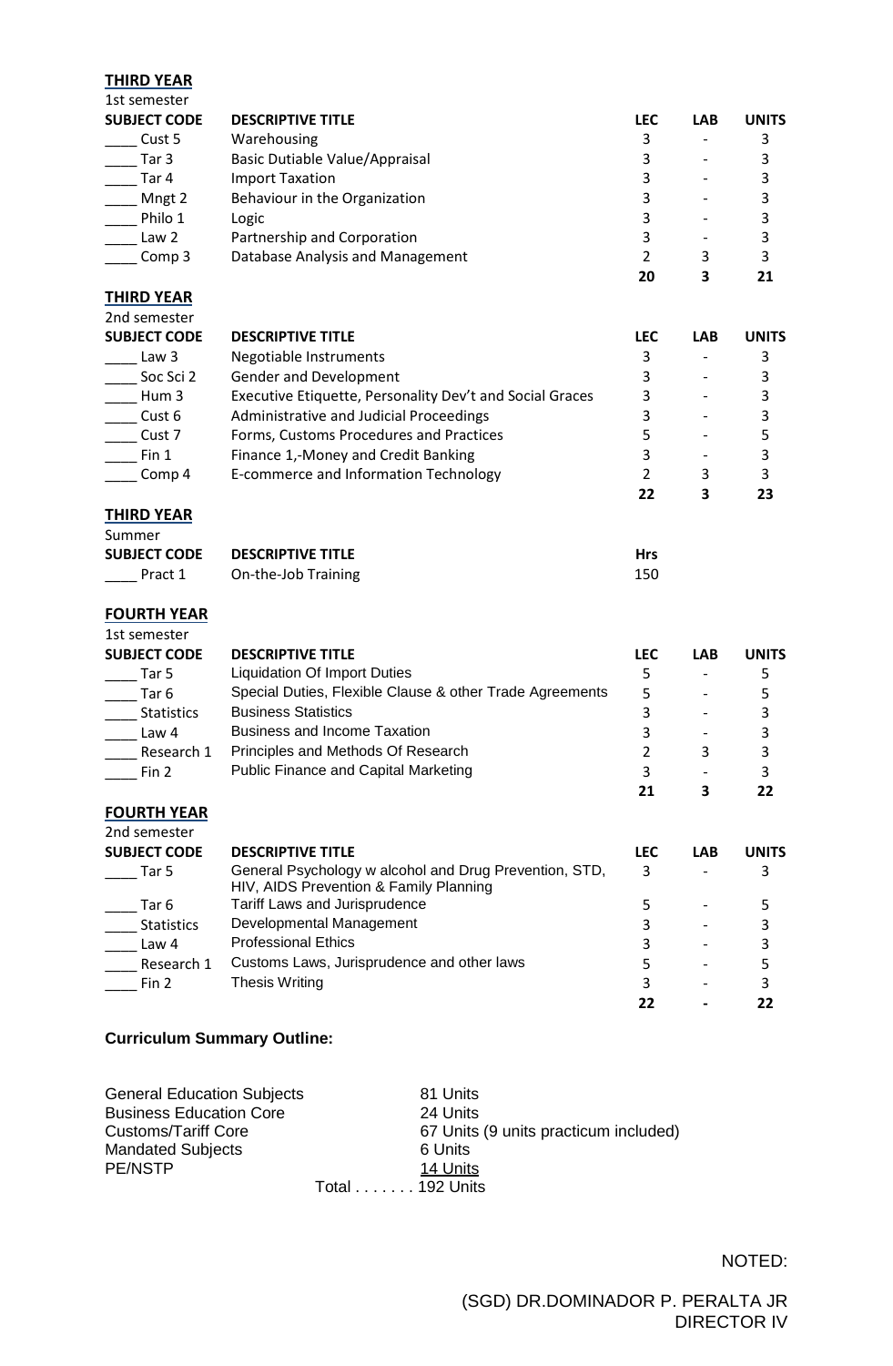**THIRD YEAR**

1st semester

| SUBJECT CODE | DESCRIPTIVE TITLE | LEC | LAB | UNITS |
|---|---|---|---|---|
| ____ Cust 5 | Warehousing | 3 | - | 3 |
| ____ Tar 3 | Basic Dutiable Value/Appraisal | 3 | - | 3 |
| ____ Tar 4 | Import Taxation | 3 | - | 3 |
| ____ Mngt 2 | Behaviour in the Organization | 3 | - | 3 |
| ____ Philo 1 | Logic | 3 | - | 3 |
| ____ Law 2 | Partnership and Corporation | 3 | - | 3 |
| ____ Comp 3 | Database Analysis and Management | 2 | 3 | 3 |
| | | **20** | **3** | **21** |

**THIRD YEAR**

2nd semester

| SUBJECT CODE | DESCRIPTIVE TITLE | LEC | LAB | UNITS |
|---|---|---|---|---|
| ____ Law 3 | Negotiable Instruments | 3 | - | 3 |
| ____ Soc Sci 2 | Gender and Development | 3 | - | 3 |
| ____ Hum 3 | Executive Etiquette, Personality Dev't and Social Graces | 3 | - | 3 |
| ____ Cust 6 | Administrative and Judicial Proceedings | 3 | - | 3 |
| ____ Cust 7 | Forms, Customs Procedures and Practices | 5 | - | 5 |
| ____ Fin 1 | Finance 1,-Money and Credit Banking | 3 | - | 3 |
| ____ Comp 4 | E-commerce and Information Technology | 2 | 3 | 3 |
| | | **22** | **3** | **23** |

**THIRD YEAR**

Summer

| SUBJECT CODE | DESCRIPTIVE TITLE | Hrs |
|---|---|---|
| ____ Pract 1 | On-the-Job Training | 150 |

**FOURTH YEAR**

1st semester

| SUBJECT CODE | DESCRIPTIVE TITLE | LEC | LAB | UNITS |
|---|---|---|---|---|
| ____ Tar 5 | Liquidation Of Import Duties | 5 | - | 5 |
| ____ Tar 6 | Special Duties, Flexible Clause & other Trade Agreements | 5 | - | 5 |
| ____ Statistics | Business Statistics | 3 | - | 3 |
| ____ Law 4 | Business and Income Taxation | 3 | - | 3 |
| ____ Research 1 | Principles and Methods Of Research | 2 | 3 | 3 |
| ____ Fin 2 | Public Finance and Capital Marketing | 3 | - | 3 |
| | | **21** | **3** | **22** |

**FOURTH YEAR**

2nd semester

| SUBJECT CODE | DESCRIPTIVE TITLE | LEC | LAB | UNITS |
|---|---|---|---|---|
| ____ Tar 5 | General Psychology w alcohol and Drug Prevention, STD, HIV, AIDS Prevention & Family Planning | 3 | - | 3 |
| ____ Tar 6 | Tariff Laws and Jurisprudence | 5 | - | 5 |
| ____ Statistics | Developmental Management | 3 | - | 3 |
| ____ Law 4 | Professional Ethics | 3 | - | 3 |
| ____ Research 1 | Customs Laws, Jurisprudence and other laws | 5 | - | 5 |
| ____ Fin 2 | Thesis Writing | 3 | - | 3 |
| | | **22** | **-** | **22** |

**Curriculum Summary Outline:**

| | |
|---|---|
| General Education Subjects | 81 Units |
| Business Education Core | 24 Units |
| Customs/Tariff Core | 67 Units (9 units practicum included) |
| Mandated Subjects | 6 Units |
| PE/NSTP | 14 Units |
| Total . . . . . . . | 192 Units |

NOTED:

(SGD) DR.DOMINADOR P. PERALTA JR
DIRECTOR IV